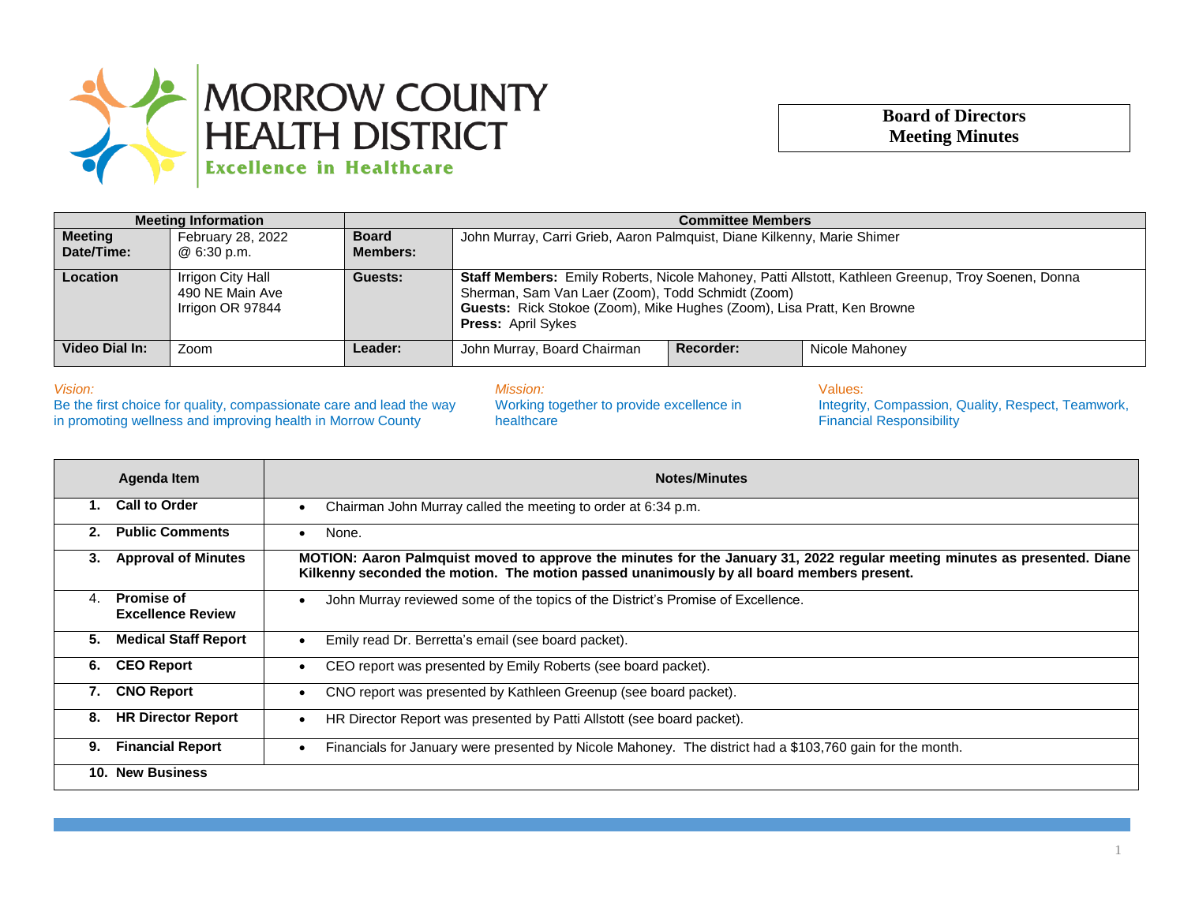# MORROW COUNTY HEALTH DISTRICT

Excellence in Healthcare

**Board of Directors Meeting Minutes**

| Meeting Information | | Committee Members | | | |
|---|---|---|---|---|---|
| **Meeting Date/Time:** | February 28, 2022 @ 6:30 p.m. | **Board Members:** | John Murray, Carri Grieb, Aaron Palmquist, Diane Kilkenny, Marie Shimer | | |
| **Location** | Irrigon City Hall 490 NE Main Ave Irrigon OR 97844 | **Guests:** | **Staff Members:** Emily Roberts, Nicole Mahoney, Patti Allstott, Kathleen Greenup, Troy Soenen, Donna Sherman, Sam Van Laer (Zoom), Todd Schmidt (Zoom) **Guests:** Rick Stokoe (Zoom), Mike Hughes (Zoom), Lisa Pratt, Ken Browne **Press:** April Sykes | | |
| **Video Dial In:** | Zoom | **Leader:** | John Murray, Board Chairman | **Recorder:** | Nicole Mahoney |

*Vision:*
Be the first choice for quality, compassionate care and lead the way in promoting wellness and improving health in Morrow County

*Mission:*
Working together to provide excellence in healthcare

Values:
Integrity, Compassion, Quality, Respect, Teamwork, Financial Responsibility

| Agenda Item | Notes/Minutes |
|---|---|
| **1. Call to Order** | • Chairman John Murray called the meeting to order at 6:34 p.m. |
| **2. Public Comments** | • None. |
| **3. Approval of Minutes** | **MOTION: Aaron Palmquist moved to approve the minutes for the January 31, 2022 regular meeting minutes as presented. Diane Kilkenny seconded the motion. The motion passed unanimously by all board members present.** |
| 4. **Promise of Excellence Review** | • John Murray reviewed some of the topics of the District's Promise of Excellence. |
| **5. Medical Staff Report** | • Emily read Dr. Berretta's email (see board packet). |
| **6. CEO Report** | • CEO report was presented by Emily Roberts (see board packet). |
| **7. CNO Report** | • CNO report was presented by Kathleen Greenup (see board packet). |
| **8. HR Director Report** | • HR Director Report was presented by Patti Allstott (see board packet). |
| **9. Financial Report** | • Financials for January were presented by Nicole Mahoney. The district had a $103,760 gain for the month. |
| **10. New Business** | |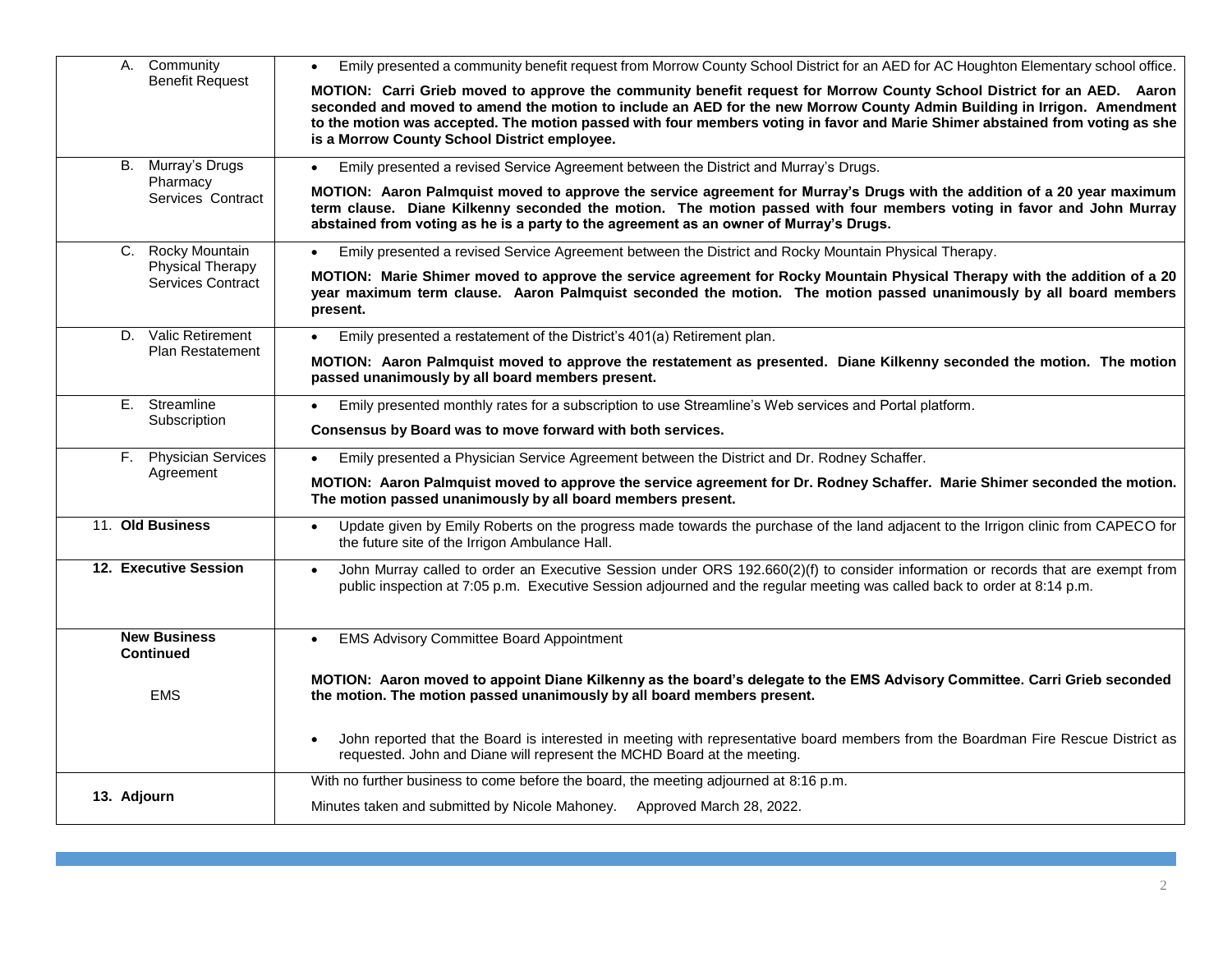| | |
|---|---|
| A. Community Benefit Request | • Emily presented a community benefit request from Morrow County School District for an AED for AC Houghton Elementary school office.<br><br>**MOTION: Carri Grieb moved to approve the community benefit request for Morrow County School District for an AED. Aaron seconded and moved to amend the motion to include an AED for the new Morrow County Admin Building in Irrigon. Amendment to the motion was accepted. The motion passed with four members voting in favor and Marie Shimer abstained from voting as she is a Morrow County School District employee.** |
| B. Murray's Drugs Pharmacy Services Contract | • Emily presented a revised Service Agreement between the District and Murray's Drugs.<br><br>**MOTION: Aaron Palmquist moved to approve the service agreement for Murray's Drugs with the addition of a 20 year maximum term clause. Diane Kilkenny seconded the motion. The motion passed with four members voting in favor and John Murray abstained from voting as he is a party to the agreement as an owner of Murray's Drugs.** |
| C. Rocky Mountain Physical Therapy Services Contract | • Emily presented a revised Service Agreement between the District and Rocky Mountain Physical Therapy.<br><br>**MOTION: Marie Shimer moved to approve the service agreement for Rocky Mountain Physical Therapy with the addition of a 20 year maximum term clause. Aaron Palmquist seconded the motion. The motion passed unanimously by all board members present.** |
| D. Valic Retirement Plan Restatement | • Emily presented a restatement of the District's 401(a) Retirement plan.<br><br>**MOTION: Aaron Palmquist moved to approve the restatement as presented. Diane Kilkenny seconded the motion. The motion passed unanimously by all board members present.** |
| E. Streamline Subscription | • Emily presented monthly rates for a subscription to use Streamline's Web services and Portal platform.<br><br>**Consensus by Board was to move forward with both services.** |
| F. Physician Services Agreement | • Emily presented a Physician Service Agreement between the District and Dr. Rodney Schaffer.<br><br>**MOTION: Aaron Palmquist moved to approve the service agreement for Dr. Rodney Schaffer. Marie Shimer seconded the motion. The motion passed unanimously by all board members present.** |
| 11. **Old Business** | • Update given by Emily Roberts on the progress made towards the purchase of the land adjacent to the Irrigon clinic from CAPECO for the future site of the Irrigon Ambulance Hall. |
| **12. Executive Session** | • John Murray called to order an Executive Session under ORS 192.660(2)(f) to consider information or records that are exempt from public inspection at 7:05 p.m. Executive Session adjourned and the regular meeting was called back to order at 8:14 p.m. |
| **New Business Continued**<br><br>EMS | • EMS Advisory Committee Board Appointment<br><br>**MOTION: Aaron moved to appoint Diane Kilkenny as the board's delegate to the EMS Advisory Committee. Carri Grieb seconded the motion. The motion passed unanimously by all board members present.**<br><br>• John reported that the Board is interested in meeting with representative board members from the Boardman Fire Rescue District as requested. John and Diane will represent the MCHD Board at the meeting. |
| **13. Adjourn** | With no further business to come before the board, the meeting adjourned at 8:16 p.m.<br><br>Minutes taken and submitted by Nicole Mahoney. Approved March 28, 2022. |